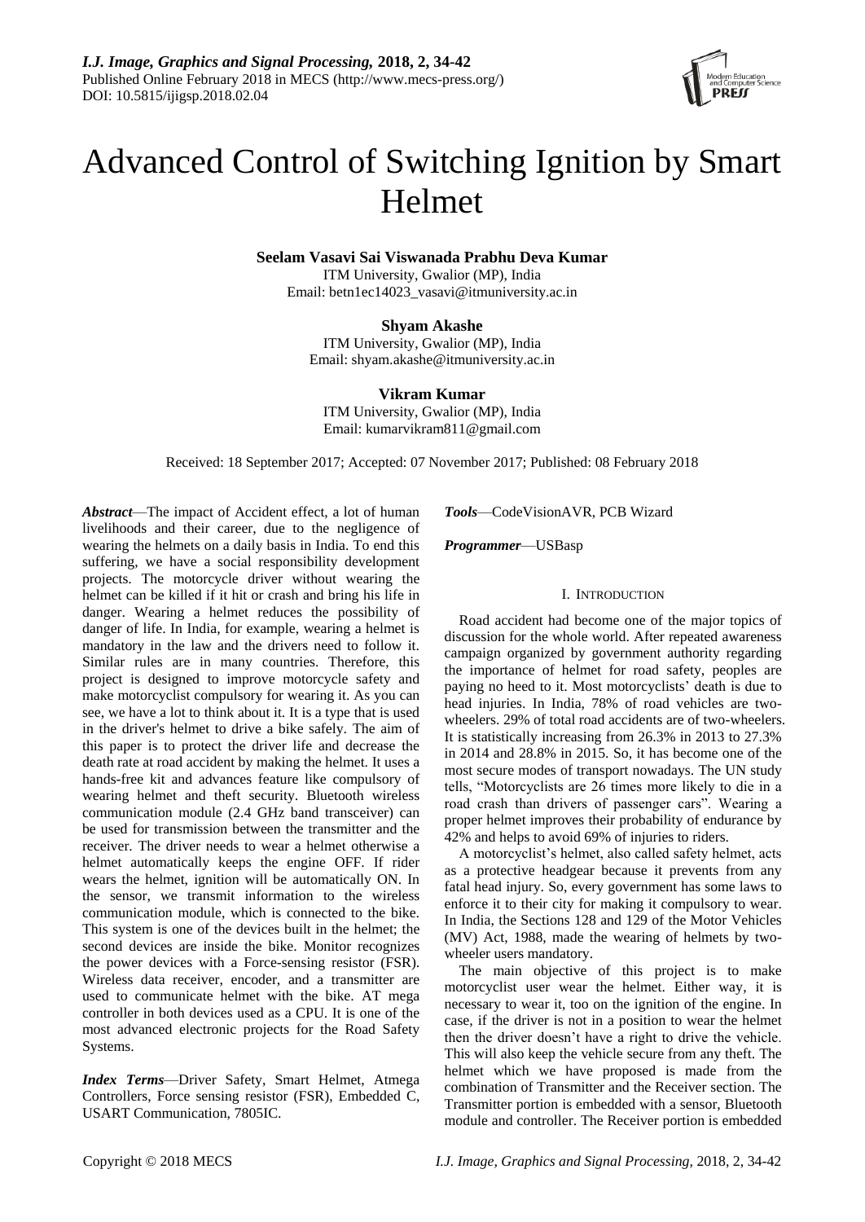*I.J. Image, Graphics and Signal Processing,* **2018, 2, 34-42**
Published Online February 2018 in MECS (http://www.mecs-press.org/)
DOI: 10.5815/ijigsp.2018.02.04

# Advanced Control of Switching Ignition by Smart Helmet

**Seelam Vasavi Sai Viswanada Prabhu Deva Kumar**
ITM University, Gwalior (MP), India
Email: betn1ec14023_vasavi@itmuniversity.ac.in

**Shyam Akashe**
ITM University, Gwalior (MP), India
Email: shyam.akashe@itmuniversity.ac.in

**Vikram Kumar**
ITM University, Gwalior (MP), India
Email: kumarvikram811@gmail.com

Received: 18 September 2017; Accepted: 07 November 2017; Published: 08 February 2018

***Abstract***—The impact of Accident effect, a lot of human livelihoods and their career, due to the negligence of wearing the helmets on a daily basis in India. To end this suffering, we have a social responsibility development projects. The motorcycle driver without wearing the helmet can be killed if it hit or crash and bring his life in danger. Wearing a helmet reduces the possibility of danger of life. In India, for example, wearing a helmet is mandatory in the law and the drivers need to follow it. Similar rules are in many countries. Therefore, this project is designed to improve motorcycle safety and make motorcyclist compulsory for wearing it. As you can see, we have a lot to think about it. It is a type that is used in the driver's helmet to drive a bike safely. The aim of this paper is to protect the driver life and decrease the death rate at road accident by making the helmet. It uses a hands-free kit and advances feature like compulsory of wearing helmet and theft security. Bluetooth wireless communication module (2.4 GHz band transceiver) can be used for transmission between the transmitter and the receiver. The driver needs to wear a helmet otherwise a helmet automatically keeps the engine OFF. If rider wears the helmet, ignition will be automatically ON. In the sensor, we transmit information to the wireless communication module, which is connected to the bike. This system is one of the devices built in the helmet; the second devices are inside the bike. Monitor recognizes the power devices with a Force-sensing resistor (FSR). Wireless data receiver, encoder, and a transmitter are used to communicate helmet with the bike. AT mega controller in both devices used as a CPU. It is one of the most advanced electronic projects for the Road Safety Systems.

***Index Terms***—Driver Safety, Smart Helmet, Atmega Controllers, Force sensing resistor (FSR), Embedded C, USART Communication, 7805IC.

***Tools***—CodeVisionAVR, PCB Wizard

***Programmer***—USBasp

## I. Introduction

Road accident had become one of the major topics of discussion for the whole world. After repeated awareness campaign organized by government authority regarding the importance of helmet for road safety, peoples are paying no heed to it. Most motorcyclists' death is due to head injuries. In India, 78% of road vehicles are two-wheelers. 29% of total road accidents are of two-wheelers. It is statistically increasing from 26.3% in 2013 to 27.3% in 2014 and 28.8% in 2015. So, it has become one of the most secure modes of transport nowadays. The UN study tells, "Motorcyclists are 26 times more likely to die in a road crash than drivers of passenger cars". Wearing a proper helmet improves their probability of endurance by 42% and helps to avoid 69% of injuries to riders.

A motorcyclist's helmet, also called safety helmet, acts as a protective headgear because it prevents from any fatal head injury. So, every government has some laws to enforce it to their city for making it compulsory to wear. In India, the Sections 128 and 129 of the Motor Vehicles (MV) Act, 1988, made the wearing of helmets by two-wheeler users mandatory.

The main objective of this project is to make motorcyclist user wear the helmet. Either way, it is necessary to wear it, too on the ignition of the engine. In case, if the driver is not in a position to wear the helmet then the driver doesn't have a right to drive the vehicle. This will also keep the vehicle secure from any theft. The helmet which we have proposed is made from the combination of Transmitter and the Receiver section. The Transmitter portion is embedded with a sensor, Bluetooth module and controller. The Receiver portion is embedded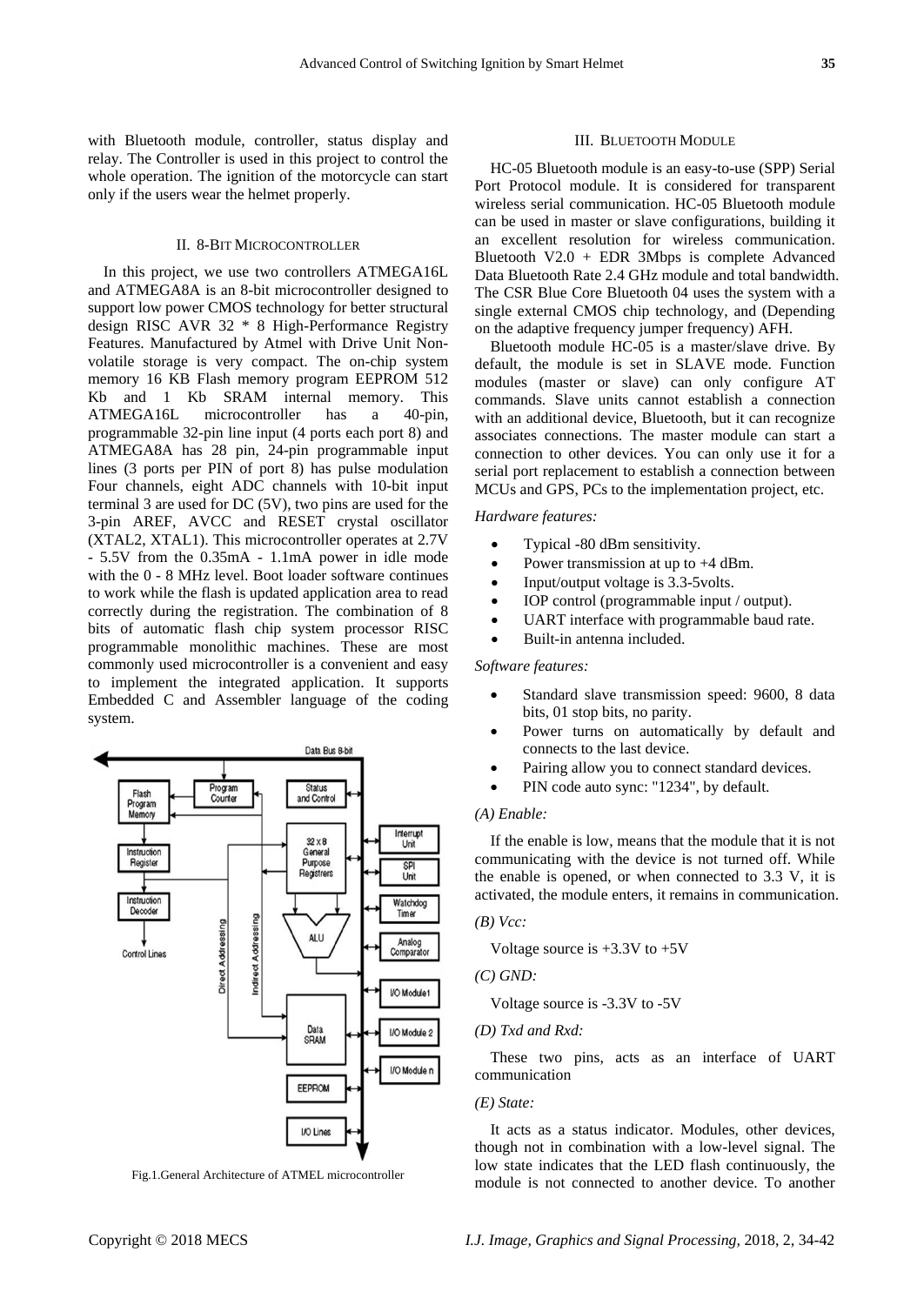with Bluetooth module, controller, status display and relay. The Controller is used in this project to control the whole operation. The ignition of the motorcycle can start only if the users wear the helmet properly.

## II. 8-Bit Microcontroller

In this project, we use two controllers ATMEGA16L and ATMEGA8A is an 8-bit microcontroller designed to support low power CMOS technology for better structural design RISC AVR 32 * 8 High-Performance Registry Features. Manufactured by Atmel with Drive Unit Non-volatile storage is very compact. The on-chip system memory 16 KB Flash memory program EEPROM 512 Kb and 1 Kb SRAM internal memory. This ATMEGA16L microcontroller has a 40-pin, programmable 32-pin line input (4 ports each port 8) and ATMEGA8A has 28 pin, 24-pin programmable input lines (3 ports per PIN of port 8) has pulse modulation Four channels, eight ADC channels with 10-bit input terminal 3 are used for DC (5V), two pins are used for the 3-pin AREF, AVCC and RESET crystal oscillator (XTAL2, XTAL1). This microcontroller operates at 2.7V - 5.5V from the 0.35mA - 1.1mA power in idle mode with the 0 - 8 MHz level. Boot loader software continues to work while the flash is updated application area to read correctly during the registration. The combination of 8 bits of automatic flash chip system processor RISC programmable monolithic machines. These are most commonly used microcontroller is a convenient and easy to implement the integrated application. It supports Embedded C and Assembler language of the coding system.

Fig.1.General Architecture of ATMEL microcontroller

## III. Bluetooth Module

HC-05 Bluetooth module is an easy-to-use (SPP) Serial Port Protocol module. It is considered for transparent wireless serial communication. HC-05 Bluetooth module can be used in master or slave configurations, building it an excellent resolution for wireless communication. Bluetooth V2.0 + EDR 3Mbps is complete Advanced Data Bluetooth Rate 2.4 GHz module and total bandwidth. The CSR Blue Core Bluetooth 04 uses the system with a single external CMOS chip technology, and (Depending on the adaptive frequency jumper frequency) AFH.

Bluetooth module HC-05 is a master/slave drive. By default, the module is set in SLAVE mode. Function modules (master or slave) can only configure AT commands. Slave units cannot establish a connection with an additional device, Bluetooth, but it can recognize associates connections. The master module can start a connection to other devices. You can only use it for a serial port replacement to establish a connection between MCUs and GPS, PCs to the implementation project, etc.

*Hardware features:*

- Typical -80 dBm sensitivity.
- Power transmission at up to +4 dBm.
- Input/output voltage is 3.3-5volts.
- IOP control (programmable input / output).
- UART interface with programmable baud rate.
- Built-in antenna included.

*Software features:*

- Standard slave transmission speed: 9600, 8 data bits, 01 stop bits, no parity.
- Power turns on automatically by default and connects to the last device.
- Pairing allow you to connect standard devices.
- PIN code auto sync: "1234", by default.

*(A) Enable:*

If the enable is low, means that the module that it is not communicating with the device is not turned off. While the enable is opened, or when connected to 3.3 V, it is activated, the module enters, it remains in communication.

*(B) Vcc:*

Voltage source is +3.3V to +5V

*(C) GND:*

Voltage source is -3.3V to -5V

*(D) Txd and Rxd:*

These two pins, acts as an interface of UART communication

*(E) State:*

It acts as a status indicator. Modules, other devices, though not in combination with a low-level signal. The low state indicates that the LED flash continuously, the module is not connected to another device. To another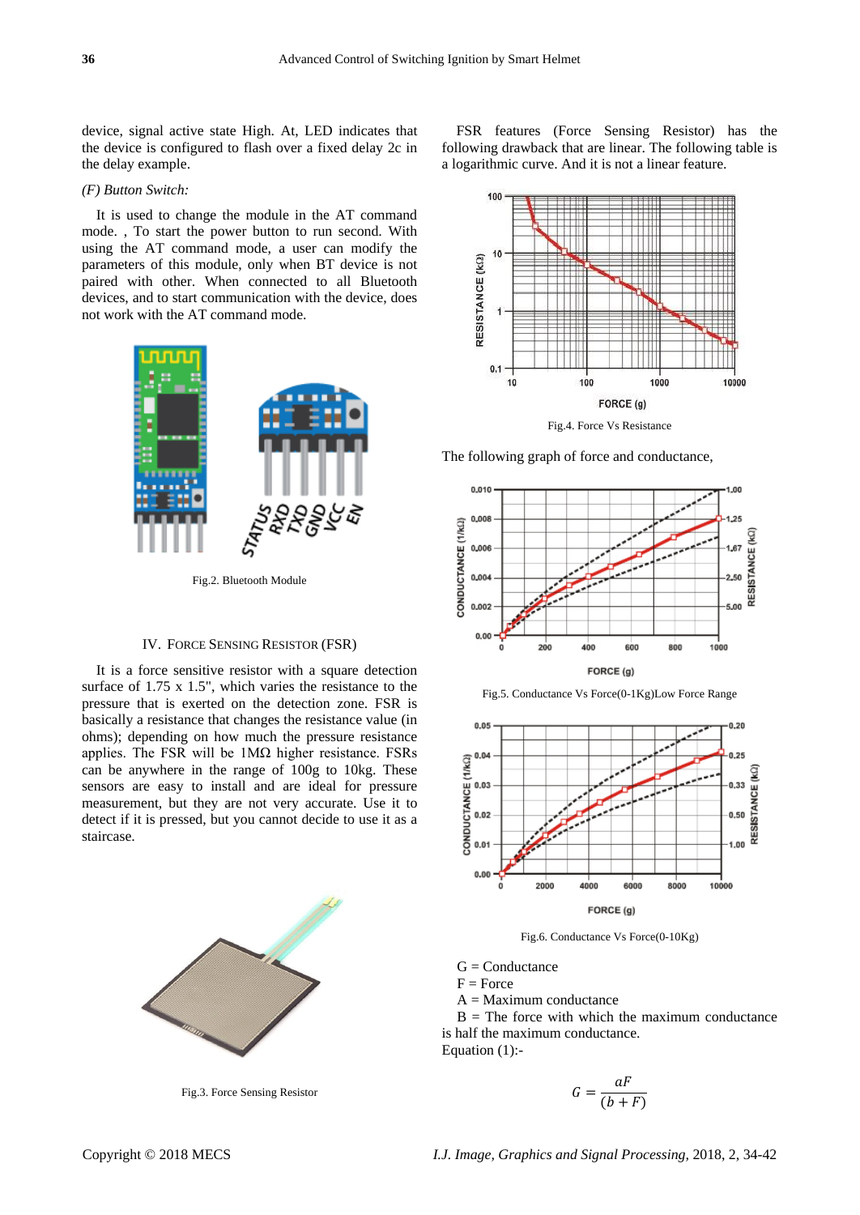device, signal active state High. At, LED indicates that the device is configured to flash over a fixed delay 2c in the delay example.

*(F) Button Switch:*

It is used to change the module in the AT command mode. , To start the power button to run second. With using the AT command mode, a user can modify the parameters of this module, only when BT device is not paired with other. When connected to all Bluetooth devices, and to start communication with the device, does not work with the AT command mode.

Fig.2. Bluetooth Module

## IV. Force Sensing Resistor (FSR)

It is a force sensitive resistor with a square detection surface of 1.75 x 1.5", which varies the resistance to the pressure that is exerted on the detection zone. FSR is basically a resistance that changes the resistance value (in ohms); depending on how much the pressure resistance applies. The FSR will be 1MΩ higher resistance. FSRs can be anywhere in the range of 100g to 10kg. These sensors are easy to install and are ideal for pressure measurement, but they are not very accurate. Use it to detect if it is pressed, but you cannot decide to use it as a staircase.

Fig.3. Force Sensing Resistor

FSR features (Force Sensing Resistor) has the following drawback that are linear. The following table is a logarithmic curve. And it is not a linear feature.

Fig.4. Force Vs Resistance

The following graph of force and conductance,

Fig.5. Conductance Vs Force(0-1Kg)Low Force Range

Fig.6. Conductance Vs Force(0-10Kg)

G = Conductance
F = Force
A = Maximum conductance
B = The force with which the maximum conductance is half the maximum conductance.
Equation (1):-

$$G = \frac{aF}{(b+F)}$$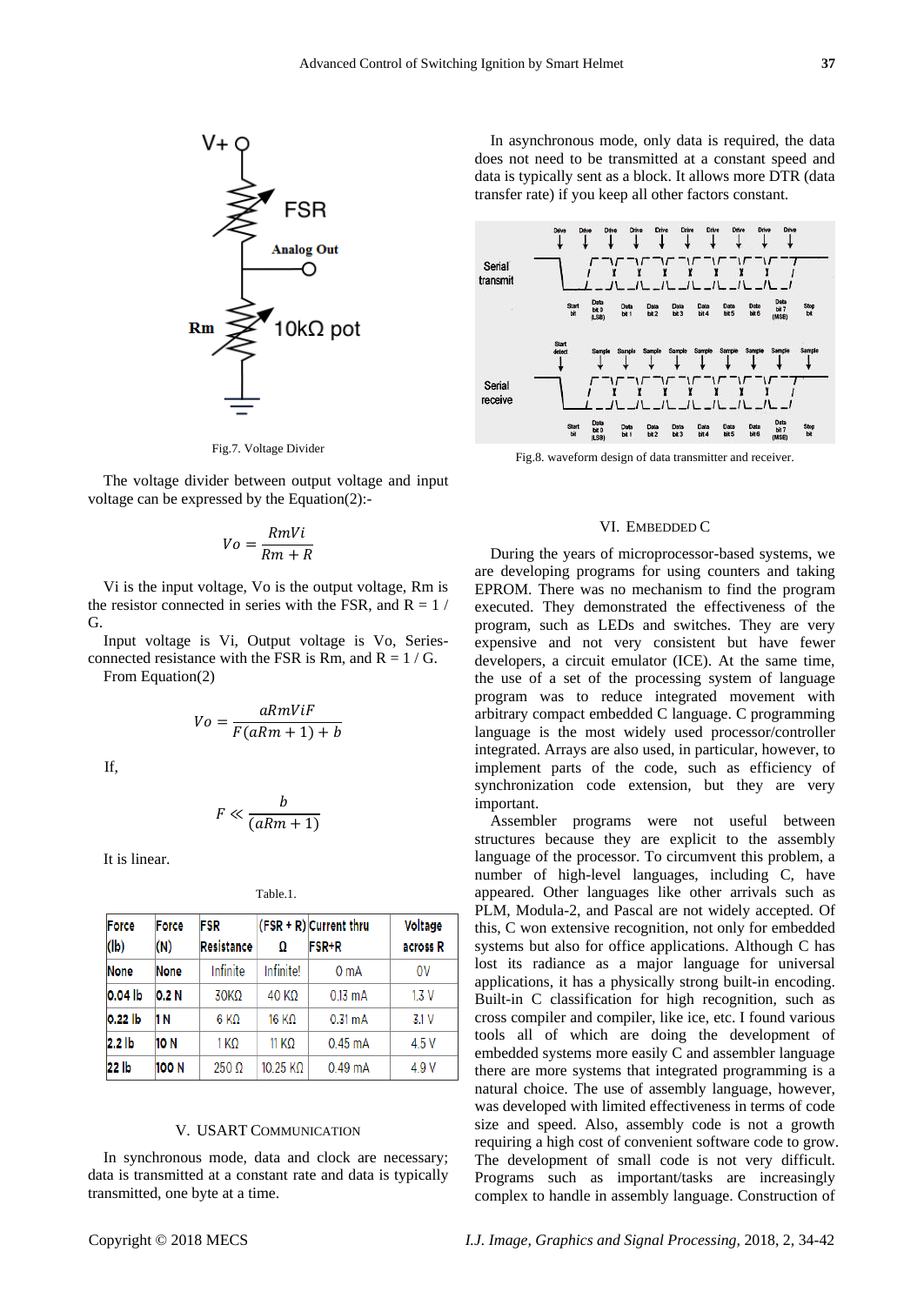Fig.7. Voltage Divider

The voltage divider between output voltage and input voltage can be expressed by the Equation(2):-

$$Vo = \frac{RmVi}{Rm + R}$$

Vi is the input voltage, Vo is the output voltage, Rm is the resistor connected in series with the FSR, and R = 1 / G.

Input voltage is Vi, Output voltage is Vo, Series-connected resistance with the FSR is Rm, and R = 1 / G.

From Equation(2)

$$Vo = \frac{aRmViF}{F(aRm + 1) + b}$$

If,

$$F \ll \frac{b}{(aRm + 1)}$$

It is linear.

Table.1.

| Force (lb) | Force (N) | FSR Resistance | (FSR + R) Ω | Current thru FSR+R | Voltage across R |
|---|---|---|---|---|---|
| None | None | Infinite | Infinite! | 0 mA | 0V |
| 0.04 lb | 0.2 N | 30KΩ | 40 KΩ | 0.13 mA | 1.3 V |
| 0.22 lb | 1 N | 6 KΩ | 16 KΩ | 0.31 mA | 3.1 V |
| 2.2 lb | 10 N | 1 KΩ | 11 KΩ | 0.45 mA | 4.5 V |
| 22 lb | 100 N | 250 Ω | 10.25 KΩ | 0.49 mA | 4.9 V |

## V. USART Communication

In synchronous mode, data and clock are necessary; data is transmitted at a constant rate and data is typically transmitted, one byte at a time.

In asynchronous mode, only data is required, the data does not need to be transmitted at a constant speed and data is typically sent as a block. It allows more DTR (data transfer rate) if you keep all other factors constant.

Fig.8. waveform design of data transmitter and receiver.

## VI. Embedded C

During the years of microprocessor-based systems, we are developing programs for using counters and taking EPROM. There was no mechanism to find the program executed. They demonstrated the effectiveness of the program, such as LEDs and switches. They are very expensive and not very consistent but have fewer developers, a circuit emulator (ICE). At the same time, the use of a set of the processing system of language program was to reduce integrated movement with arbitrary compact embedded C language. C programming language is the most widely used processor/controller integrated. Arrays are also used, in particular, however, to implement parts of the code, such as efficiency of synchronization code extension, but they are very important.

Assembler programs were not useful between structures because they are explicit to the assembly language of the processor. To circumvent this problem, a number of high-level languages, including C, have appeared. Other languages like other arrivals such as PLM, Modula-2, and Pascal are not widely accepted. Of this, C won extensive recognition, not only for embedded systems but also for office applications. Although C has lost its radiance as a major language for universal applications, it has a physically strong built-in encoding. Built-in C classification for high recognition, such as cross compiler and compiler, like ice, etc. I found various tools all of which are doing the development of embedded systems more easily C and assembler language there are more systems that integrated programming is a natural choice. The use of assembly language, however, was developed with limited effectiveness in terms of code size and speed. Also, assembly code is not a growth requiring a high cost of convenient software code to grow. The development of small code is not very difficult. Programs such as important/tasks are increasingly complex to handle in assembly language. Construction of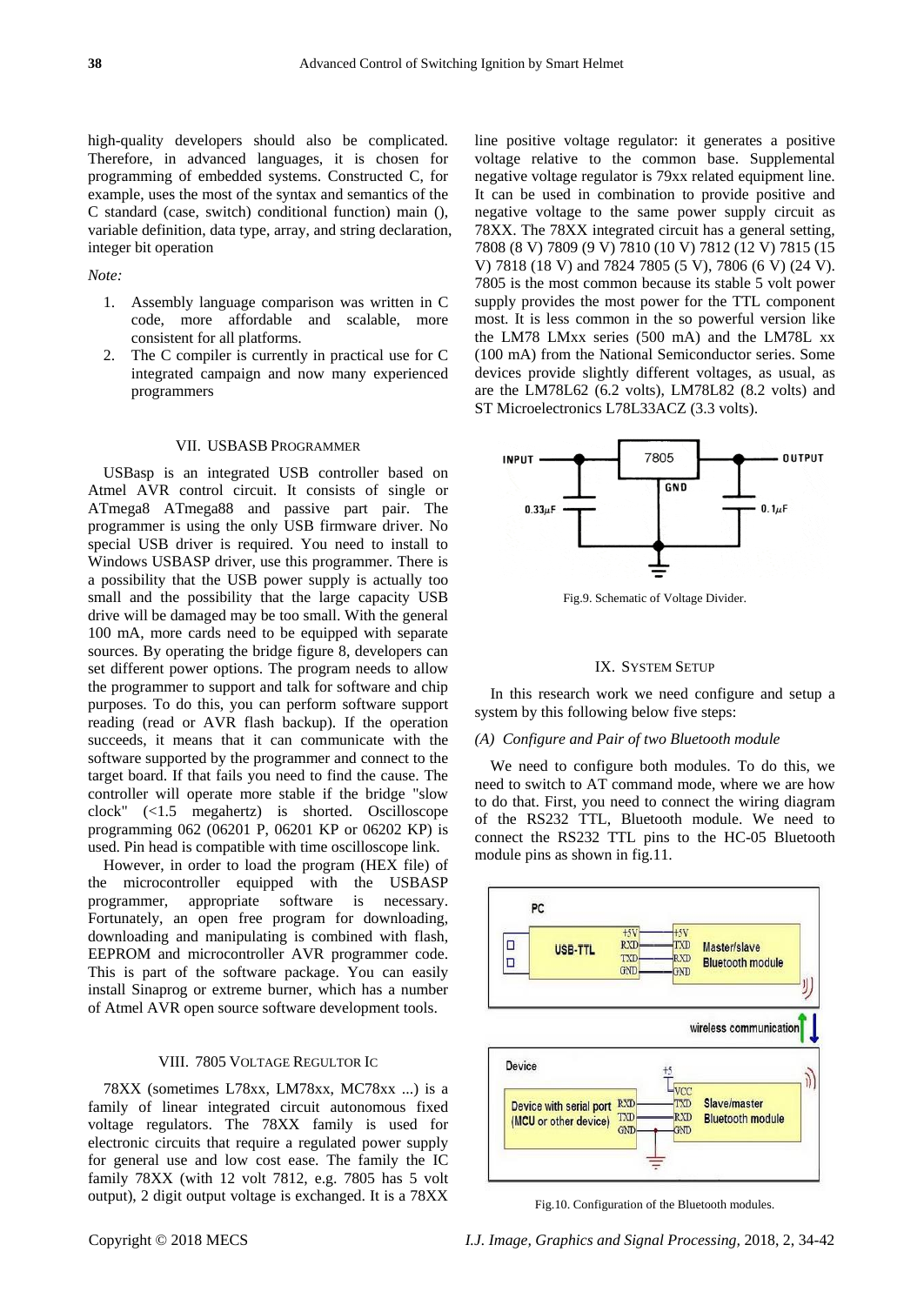high-quality developers should also be complicated. Therefore, in advanced languages, it is chosen for programming of embedded systems. Constructed C, for example, uses the most of the syntax and semantics of the C standard (case, switch) conditional function) main (), variable definition, data type, array, and string declaration, integer bit operation

*Note:*

1. Assembly language comparison was written in C code, more affordable and scalable, more consistent for all platforms.
2. The C compiler is currently in practical use for C integrated campaign and now many experienced programmers

## VII. USBASB PROGRAMMER

USBasp is an integrated USB controller based on Atmel AVR control circuit. It consists of single or ATmega8 ATmega88 and passive part pair. The programmer is using the only USB firmware driver. No special USB driver is required. You need to install to Windows USBASP driver, use this programmer. There is a possibility that the USB power supply is actually too small and the possibility that the large capacity USB drive will be damaged may be too small. With the general 100 mA, more cards need to be equipped with separate sources. By operating the bridge figure 8, developers can set different power options. The program needs to allow the programmer to support and talk for software and chip purposes. To do this, you can perform software support reading (read or AVR flash backup). If the operation succeeds, it means that it can communicate with the software supported by the programmer and connect to the target board. If that fails you need to find the cause. The controller will operate more stable if the bridge "slow clock" (<1.5 megahertz) is shorted. Oscilloscope programming 062 (06201 P, 06201 KP or 06202 KP) is used. Pin head is compatible with time oscilloscope link.

However, in order to load the program (HEX file) of the microcontroller equipped with the USBASP programmer, appropriate software is necessary. Fortunately, an open free program for downloading, downloading and manipulating is combined with flash, EEPROM and microcontroller AVR programmer code. This is part of the software package. You can easily install Sinaprog or extreme burner, which has a number of Atmel AVR open source software development tools.

## VIII. 7805 VOLTAGE REGULTOR IC

78XX (sometimes L78xx, LM78xx, MC78xx ...) is a family of linear integrated circuit autonomous fixed voltage regulators. The 78XX family is used for electronic circuits that require a regulated power supply for general use and low cost ease. The family the IC family 78XX (with 12 volt 7812, e.g. 7805 has 5 volt output), 2 digit output voltage is exchanged. It is a 78XX line positive voltage regulator: it generates a positive voltage relative to the common base. Supplemental negative voltage regulator is 79xx related equipment line. It can be used in combination to provide positive and negative voltage to the same power supply circuit as 78XX. The 78XX integrated circuit has a general setting, 7808 (8 V) 7809 (9 V) 7810 (10 V) 7812 (12 V) 7815 (15 V) 7818 (18 V) and 7824 7805 (5 V), 7806 (6 V) (24 V). 7805 is the most common because its stable 5 volt power supply provides the most power for the TTL component most. It is less common in the so powerful version like the LM78 LMxx series (500 mA) and the LM78L xx (100 mA) from the National Semiconductor series. Some devices provide slightly different voltages, as usual, as are the LM78L62 (6.2 volts), LM78L82 (8.2 volts) and ST Microelectronics L78L33ACZ (3.3 volts).

Fig.9. Schematic of Voltage Divider.

## IX. SYSTEM SETUP

In this research work we need configure and setup a system by this following below five steps:

### *(A) Configure and Pair of two Bluetooth module*

We need to configure both modules. To do this, we need to switch to AT command mode, where we are how to do that. First, you need to connect the wiring diagram of the RS232 TTL, Bluetooth module. We need to connect the RS232 TTL pins to the HC-05 Bluetooth module pins as shown in fig.11.

Fig.10. Configuration of the Bluetooth modules.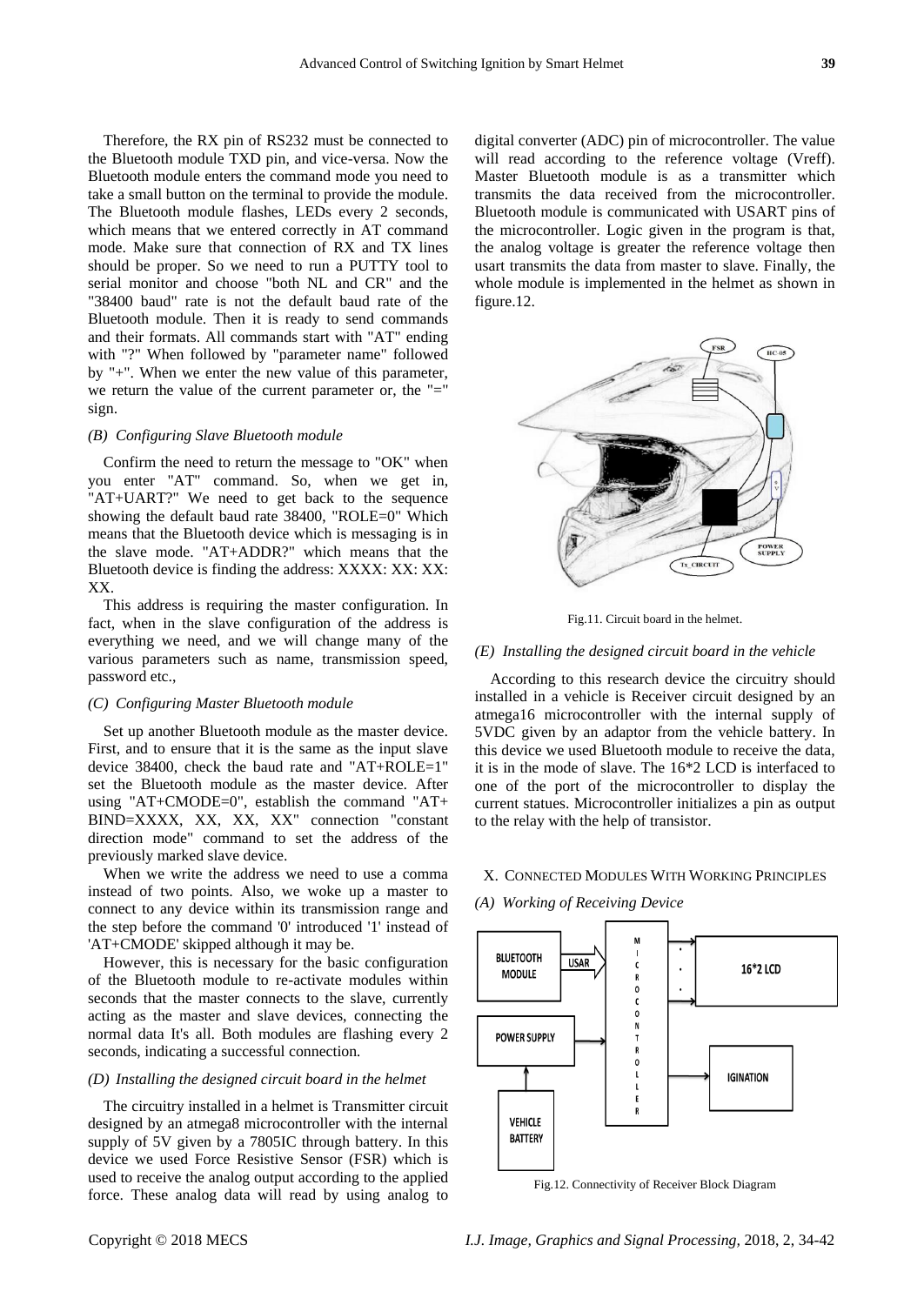Therefore, the RX pin of RS232 must be connected to the Bluetooth module TXD pin, and vice-versa. Now the Bluetooth module enters the command mode you need to take a small button on the terminal to provide the module. The Bluetooth module flashes, LEDs every 2 seconds, which means that we entered correctly in AT command mode. Make sure that connection of RX and TX lines should be proper. So we need to run a PUTTY tool to serial monitor and choose "both NL and CR" and the "38400 baud" rate is not the default baud rate of the Bluetooth module. Then it is ready to send commands and their formats. All commands start with "AT" ending with "?" When followed by "parameter name" followed by "+". When we enter the new value of this parameter, we return the value of the current parameter or, the "=" sign.

### *(B) Configuring Slave Bluetooth module*

Confirm the need to return the message to "OK" when you enter "AT" command. So, when we get in, "AT+UART?" We need to get back to the sequence showing the default baud rate 38400, "ROLE=0" Which means that the Bluetooth device which is messaging is in the slave mode. "AT+ADDR?" which means that the Bluetooth device is finding the address: XXXX: XX: XX: XX.

This address is requiring the master configuration. In fact, when in the slave configuration of the address is everything we need, and we will change many of the various parameters such as name, transmission speed, password etc.,

### *(C) Configuring Master Bluetooth module*

Set up another Bluetooth module as the master device. First, and to ensure that it is the same as the input slave device 38400, check the baud rate and "AT+ROLE=1" set the Bluetooth module as the master device. After using "AT+CMODE=0", establish the command "AT+ BIND=XXXX, XX, XX, XX" connection "constant direction mode" command to set the address of the previously marked slave device.

When we write the address we need to use a comma instead of two points. Also, we woke up a master to connect to any device within its transmission range and the step before the command '0' introduced '1' instead of 'AT+CMODE' skipped although it may be.

However, this is necessary for the basic configuration of the Bluetooth module to re-activate modules within seconds that the master connects to the slave, currently acting as the master and slave devices, connecting the normal data It's all. Both modules are flashing every 2 seconds, indicating a successful connection.

### *(D) Installing the designed circuit board in the helmet*

The circuitry installed in a helmet is Transmitter circuit designed by an atmega8 microcontroller with the internal supply of 5V given by a 7805IC through battery. In this device we used Force Resistive Sensor (FSR) which is used to receive the analog output according to the applied force. These analog data will read by using analog to digital converter (ADC) pin of microcontroller. The value will read according to the reference voltage (Vreff). Master Bluetooth module is as a transmitter which transmits the data received from the microcontroller. Bluetooth module is communicated with USART pins of the microcontroller. Logic given in the program is that, the analog voltage is greater the reference voltage then usart transmits the data from master to slave. Finally, the whole module is implemented in the helmet as shown in figure.12.

Fig.11. Circuit board in the helmet.

### *(E) Installing the designed circuit board in the vehicle*

According to this research device the circuitry should installed in a vehicle is Receiver circuit designed by an atmega16 microcontroller with the internal supply of 5VDC given by an adaptor from the vehicle battery. In this device we used Bluetooth module to receive the data, it is in the mode of slave. The 16*2 LCD is interfaced to one of the port of the microcontroller to display the current statues. Microcontroller initializes a pin as output to the relay with the help of transistor.

## X. Connected Modules With Working Principles

### *(A) Working of Receiving Device*

Fig.12. Connectivity of Receiver Block Diagram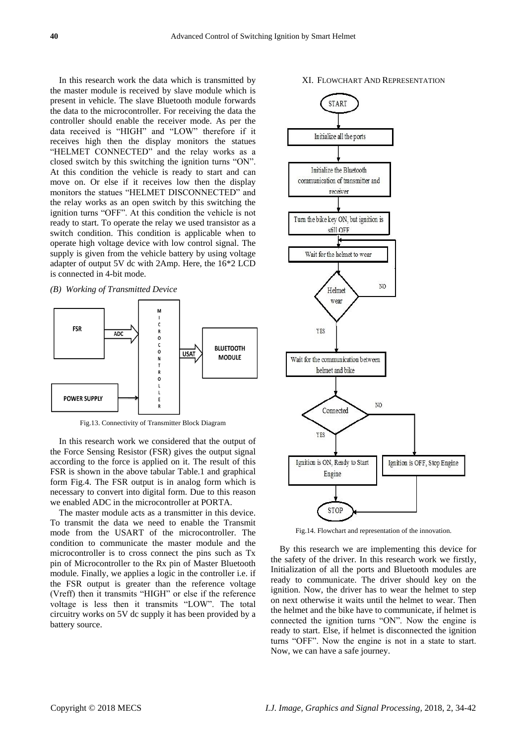In this research work the data which is transmitted by the master module is received by slave module which is present in vehicle. The slave Bluetooth module forwards the data to the microcontroller. For receiving the data the controller should enable the receiver mode. As per the data received is "HIGH" and "LOW" therefore if it receives high then the display monitors the statues "HELMET CONNECTED" and the relay works as a closed switch by this switching the ignition turns "ON". At this condition the vehicle is ready to start and can move on. Or else if it receives low then the display monitors the statues "HELMET DISCONNECTED" and the relay works as an open switch by this switching the ignition turns "OFF". At this condition the vehicle is not ready to start. To operate the relay we used transistor as a switch condition. This condition is applicable when to operate high voltage device with low control signal. The supply is given from the vehicle battery by using voltage adapter of output 5V dc with 2Amp. Here, the 16*2 LCD is connected in 4-bit mode.

*(B) Working of Transmitted Device*

Fig.13. Connectivity of Transmitter Block Diagram

In this research work we considered that the output of the Force Sensing Resistor (FSR) gives the output signal according to the force is applied on it. The result of this FSR is shown in the above tabular Table.1 and graphical form Fig.4. The FSR output is in analog form which is necessary to convert into digital form. Due to this reason we enabled ADC in the microcontroller at PORTA.

The master module acts as a transmitter in this device. To transmit the data we need to enable the Transmit mode from the USART of the microcontroller. The condition to communicate the master module and the microcontroller is to cross connect the pins such as Tx pin of Microcontroller to the Rx pin of Master Bluetooth module. Finally, we applies a logic in the controller i.e. if the FSR output is greater than the reference voltage (Vreff) then it transmits "HIGH" or else if the reference voltage is less then it transmits "LOW". The total circuitry works on 5V dc supply it has been provided by a battery source.

## XI. Flowchart And Representation

Fig.14. Flowchart and representation of the innovation.

By this research we are implementing this device for the safety of the driver. In this research work we firstly, Initialization of all the ports and Bluetooth modules are ready to communicate. The driver should key on the ignition. Now, the driver has to wear the helmet to step on next otherwise it waits until the helmet to wear. Then the helmet and the bike have to communicate, if helmet is connected the ignition turns "ON". Now the engine is ready to start. Else, if helmet is disconnected the ignition turns "OFF". Now the engine is not in a state to start. Now, we can have a safe journey.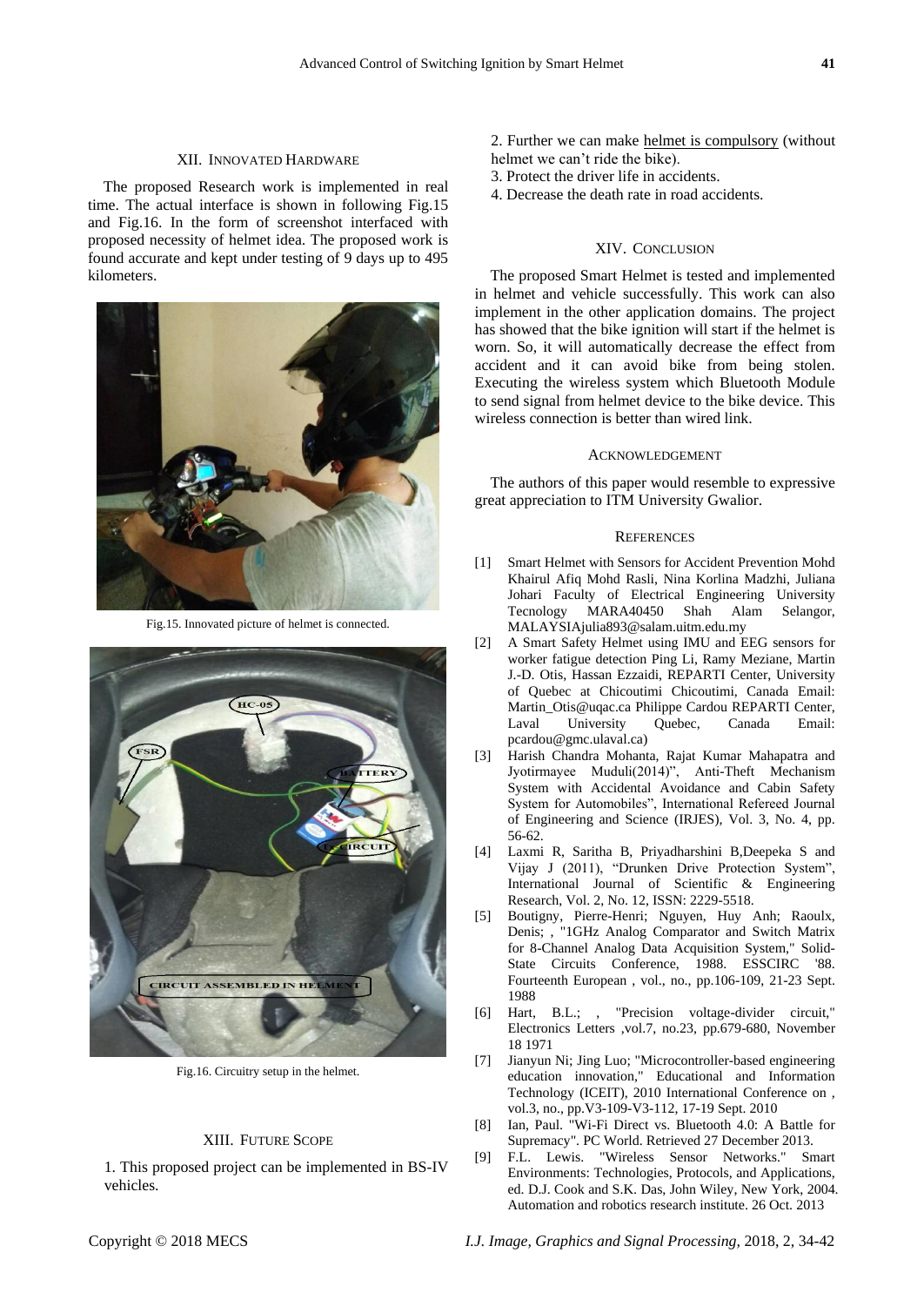## XII. Innovated Hardware

The proposed Research work is implemented in real time. The actual interface is shown in following Fig.15 and Fig.16. In the form of screenshot interfaced with proposed necessity of helmet idea. The proposed work is found accurate and kept under testing of 9 days up to 495 kilometers.

Fig.15. Innovated picture of helmet is connected.

Fig.16. Circuitry setup in the helmet.

## XIII. Future Scope

1. This proposed project can be implemented in BS-IV vehicles.
2. Further we can make helmet is compulsory (without helmet we can't ride the bike).
3. Protect the driver life in accidents.
4. Decrease the death rate in road accidents.

## XIV. Conclusion

The proposed Smart Helmet is tested and implemented in helmet and vehicle successfully. This work can also implement in the other application domains. The project has showed that the bike ignition will start if the helmet is worn. So, it will automatically decrease the effect from accident and it can avoid bike from being stolen. Executing the wireless system which Bluetooth Module to send signal from helmet device to the bike device. This wireless connection is better than wired link.

## Acknowledgement

The authors of this paper would resemble to expressive great appreciation to ITM University Gwalior.

## References

[1] Smart Helmet with Sensors for Accident Prevention Mohd Khairul Afiq Mohd Rasli, Nina Korlina Madzhi, Juliana Johari Faculty of Electrical Engineering University Tecnology MARA40450 Shah Alam Selangor, MALAYSIAjulia893@salam.uitm.edu.my

[2] A Smart Safety Helmet using IMU and EEG sensors for worker fatigue detection Ping Li, Ramy Meziane, Martin J.-D. Otis, Hassan Ezzaidi, REPARTI Center, University of Quebec at Chicoutimi Chicoutimi, Canada Email: Martin_Otis@uqac.ca Philippe Cardou REPARTI Center, Laval University Quebec, Canada Email: pcardou@gmc.ulaval.ca)

[3] Harish Chandra Mohanta, Rajat Kumar Mahapatra and Jyotirmayee Muduli(2014)", Anti-Theft Mechanism System with Accidental Avoidance and Cabin Safety System for Automobiles", International Refereed Journal of Engineering and Science (IRJES), Vol. 3, No. 4, pp. 56-62.

[4] Laxmi R, Saritha B, Priyadharshini B,Deepeka S and Vijay J (2011), "Drunken Drive Protection System", International Journal of Scientific & Engineering Research, Vol. 2, No. 12, ISSN: 2229-5518.

[5] Boutigny, Pierre-Henri; Nguyen, Huy Anh; Raoulx, Denis; , "1GHz Analog Comparator and Switch Matrix for 8-Channel Analog Data Acquisition System," Solid-State Circuits Conference, 1988. ESSCIRC '88. Fourteenth European , vol., no., pp.106-109, 21-23 Sept. 1988

[6] Hart, B.L.; , "Precision voltage-divider circuit," Electronics Letters ,vol.7, no.23, pp.679-680, November 18 1971

[7] Jianyun Ni; Jing Luo; "Microcontroller-based engineering education innovation," Educational and Information Technology (ICEIT), 2010 International Conference on , vol.3, no., pp.V3-109-V3-112, 17-19 Sept. 2010

[8] Ian, Paul. "Wi-Fi Direct vs. Bluetooth 4.0: A Battle for Supremacy". PC World. Retrieved 27 December 2013.

[9] F.L. Lewis. "Wireless Sensor Networks." Smart Environments: Technologies, Protocols, and Applications, ed. D.J. Cook and S.K. Das, John Wiley, New York, 2004. Automation and robotics research institute. 26 Oct. 2013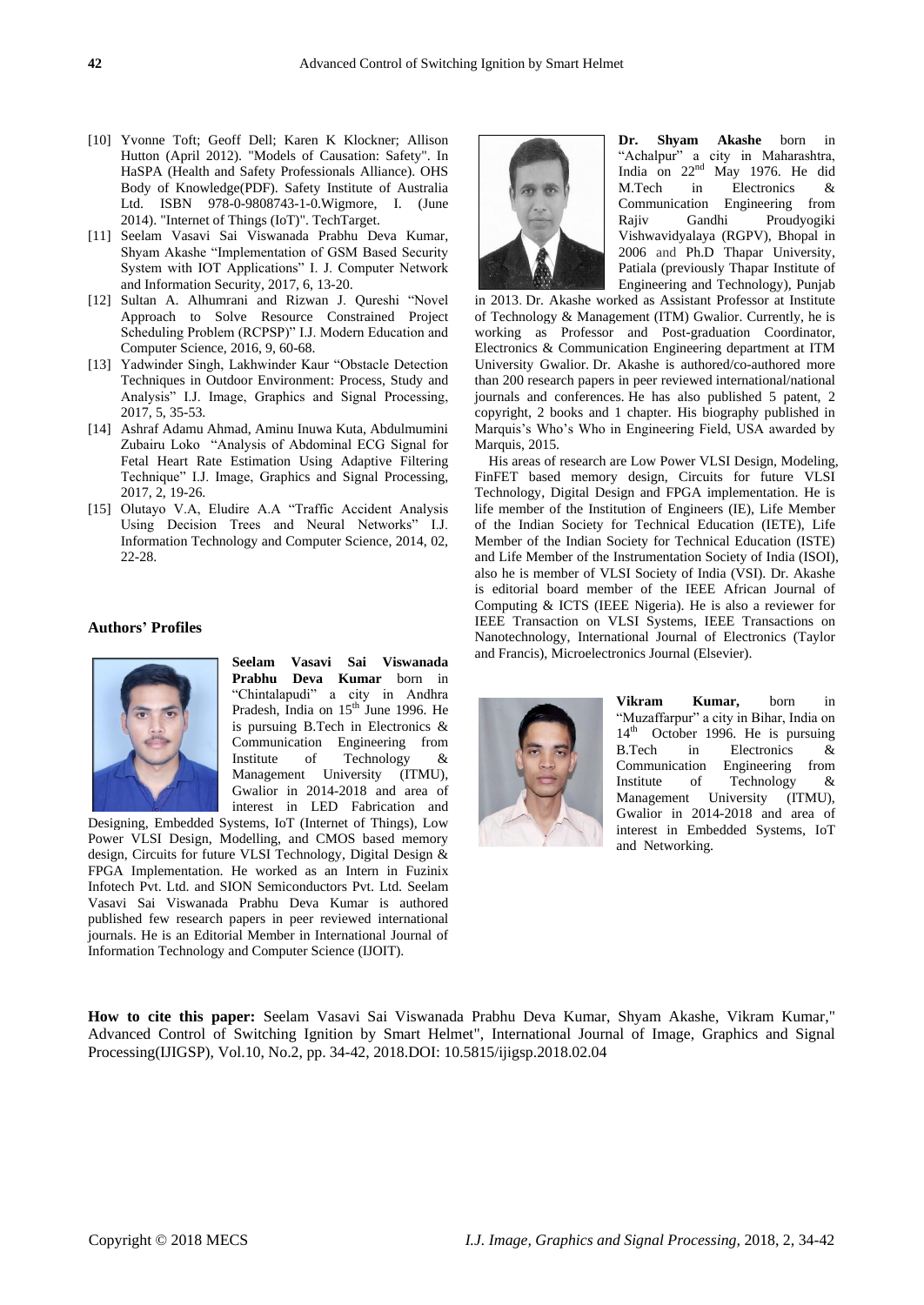[10] Yvonne Toft; Geoff Dell; Karen K Klockner; Allison Hutton (April 2012). "Models of Causation: Safety". In HaSPA (Health and Safety Professionals Alliance). OHS Body of Knowledge(PDF). Safety Institute of Australia Ltd. ISBN 978-0-9808743-1-0.Wigmore, I. (June 2014). "Internet of Things (IoT)". TechTarget.

[11] Seelam Vasavi Sai Viswanada Prabhu Deva Kumar, Shyam Akashe "Implementation of GSM Based Security System with IOT Applications" I. J. Computer Network and Information Security, 2017, 6, 13-20.

[12] Sultan A. Alhumrani and Rizwan J. Qureshi "Novel Approach to Solve Resource Constrained Project Scheduling Problem (RCPSP)" I.J. Modern Education and Computer Science, 2016, 9, 60-68.

[13] Yadwinder Singh, Lakhwinder Kaur "Obstacle Detection Techniques in Outdoor Environment: Process, Study and Analysis" I.J. Image, Graphics and Signal Processing, 2017, 5, 35-53.

[14] Ashraf Adamu Ahmad, Aminu Inuwa Kuta, Abdulmumini Zubairu Loko "Analysis of Abdominal ECG Signal for Fetal Heart Rate Estimation Using Adaptive Filtering Technique" I.J. Image, Graphics and Signal Processing, 2017, 2, 19-26.

[15] Olutayo V.A, Eludire A.A "Traffic Accident Analysis Using Decision Trees and Neural Networks" I.J. Information Technology and Computer Science, 2014, 02, 22-28.

**Authors' Profiles**

**Seelam Vasavi Sai Viswanada Prabhu Deva Kumar** born in "Chintalapudi" a city in Andhra Pradesh, India on 15th June 1996. He is pursuing B.Tech in Electronics & Communication Engineering from Institute of Technology & Management University (ITMU), Gwalior in 2014-2018 and area of interest in LED Fabrication and Designing, Embedded Systems, IoT (Internet of Things), Low Power VLSI Design, Modelling, and CMOS based memory design, Circuits for future VLSI Technology, Digital Design & FPGA Implementation. He worked as an Intern in Fuzinix Infotech Pvt. Ltd. and SION Semiconductors Pvt. Ltd. Seelam Vasavi Sai Viswanada Prabhu Deva Kumar is authored published few research papers in peer reviewed international journals. He is an Editorial Member in International Journal of Information Technology and Computer Science (IJOIT).

**Dr. Shyam Akashe** born in "Achalpur" a city in Maharashtra, India on 22nd May 1976. He did M.Tech in Electronics & Communication Engineering from Rajiv Gandhi Proudyogiki Vishwavidyalaya (RGPV), Bhopal in 2006 and Ph.D Thapar University, Patiala (previously Thapar Institute of Engineering and Technology), Punjab in 2013. Dr. Akashe worked as Assistant Professor at Institute of Technology & Management (ITM) Gwalior. Currently, he is working as Professor and Post-graduation Coordinator, Electronics & Communication Engineering department at ITM University Gwalior. Dr. Akashe is authored/co-authored more than 200 research papers in peer reviewed international/national journals and conferences. He has also published 5 patent, 2 copyright, 2 books and 1 chapter. His biography published in Marquis's Who's Who in Engineering Field, USA awarded by Marquis, 2015.

His areas of research are Low Power VLSI Design, Modeling, FinFET based memory design, Circuits for future VLSI Technology, Digital Design and FPGA implementation. He is life member of the Institution of Engineers (IE), Life Member of the Indian Society for Technical Education (IETE), Life Member of the Indian Society for Technical Education (ISTE) and Life Member of the Instrumentation Society of India (ISOI), also he is member of VLSI Society of India (VSI). Dr. Akashe is editorial board member of the IEEE African Journal of Computing & ICTS (IEEE Nigeria). He is also a reviewer for IEEE Transaction on VLSI Systems, IEEE Transactions on Nanotechnology, International Journal of Electronics (Taylor and Francis), Microelectronics Journal (Elsevier).

**Vikram Kumar,** born in "Muzaffarpur" a city in Bihar, India on 14th October 1996. He is pursuing B.Tech in Electronics & Communication Engineering from Institute of Technology & Management University (ITMU), Gwalior in 2014-2018 and area of interest in Embedded Systems, IoT and Networking.

**How to cite this paper:** Seelam Vasavi Sai Viswanada Prabhu Deva Kumar, Shyam Akashe, Vikram Kumar," Advanced Control of Switching Ignition by Smart Helmet", International Journal of Image, Graphics and Signal Processing(IJIGSP), Vol.10, No.2, pp. 34-42, 2018.DOI: 10.5815/ijigsp.2018.02.04